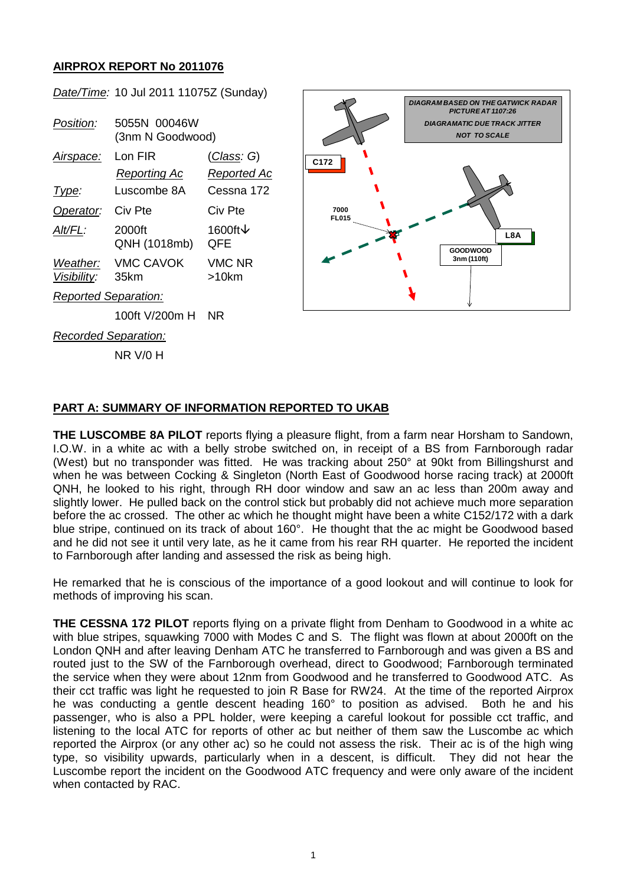## AIRPROX REPORT No 2011076

| | | |
|---|---|---|
| *Date/Time:* | 10 Jul 2011 11075Z (Sunday) | |
| *Position:* | 5055N 00046W (3nm N Goodwood) | |
| *Airspace:* | Lon FIR | (*Class*: G) |
| | *Reporting Ac* | *Reported Ac* |
| *Type:* | Luscombe 8A | Cessna 172 |
| *Operator:* | Civ Pte | Civ Pte |
| *Alt/FL:* | 2000ft QNH (1018mb) | 1600ft↓ QFE |
| *Weather:* | VMC CAVOK | VMC NR |
| *Visibility:* | 35km | >10km |
| *Reported Separation:* | | |
| | 100ft V/200m H | NR |
| *Recorded Separation:* | | |
| | NR V/0 H | |

DIAGRAM BASED ON THE GATWICK RADAR PICTURE AT 1107:26
DIAGRAMATIC DUE TRACK JITTER
NOT TO SCALE

C172 7000 FL015 — L8A — GOODWOOD 3nm (110ft)

### PART A: SUMMARY OF INFORMATION REPORTED TO UKAB

**THE LUSCOMBE 8A PILOT** reports flying a pleasure flight, from a farm near Horsham to Sandown, I.O.W. in a white ac with a belly strobe switched on, in receipt of a BS from Farnborough radar (West) but no transponder was fitted. He was tracking about 250° at 90kt from Billingshurst and when he was between Cocking & Singleton (North East of Goodwood horse racing track) at 2000ft QNH, he looked to his right, through RH door window and saw an ac less than 200m away and slightly lower. He pulled back on the control stick but probably did not achieve much more separation before the ac crossed. The other ac which he thought might have been a white C152/172 with a dark blue stripe, continued on its track of about 160°. He thought that the ac might be Goodwood based and he did not see it until very late, as he it came from his rear RH quarter. He reported the incident to Farnborough after landing and assessed the risk as being high.

He remarked that he is conscious of the importance of a good lookout and will continue to look for methods of improving his scan.

**THE CESSNA 172 PILOT** reports flying on a private flight from Denham to Goodwood in a white ac with blue stripes, squawking 7000 with Modes C and S. The flight was flown at about 2000ft on the London QNH and after leaving Denham ATC he transferred to Farnborough and was given a BS and routed just to the SW of the Farnborough overhead, direct to Goodwood; Farnborough terminated the service when they were about 12nm from Goodwood and he transferred to Goodwood ATC. As their cct traffic was light he requested to join R Base for RW24. At the time of the reported Airprox he was conducting a gentle descent heading 160° to position as advised. Both he and his passenger, who is also a PPL holder, were keeping a careful lookout for possible cct traffic, and listening to the local ATC for reports of other ac but neither of them saw the Luscombe ac which reported the Airprox (or any other ac) so he could not assess the risk. Their ac is of the high wing type, so visibility upwards, particularly when in a descent, is difficult. They did not hear the Luscombe report the incident on the Goodwood ATC frequency and were only aware of the incident when contacted by RAC.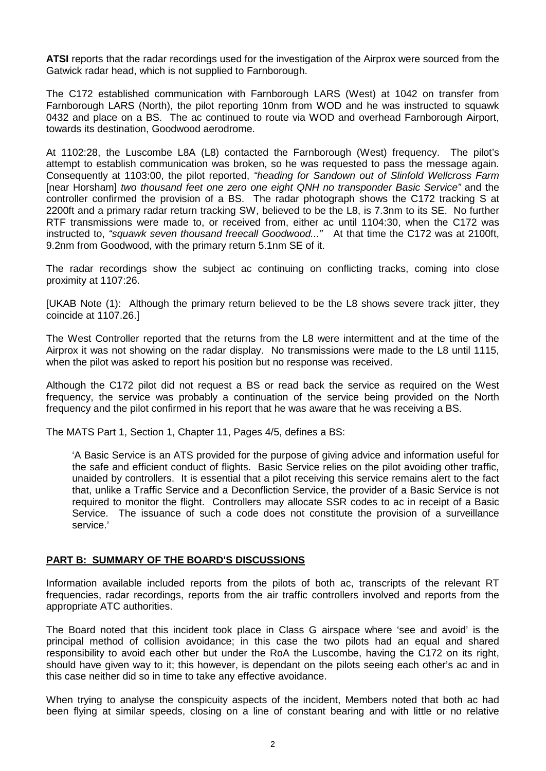**ATSI** reports that the radar recordings used for the investigation of the Airprox were sourced from the Gatwick radar head, which is not supplied to Farnborough.

The C172 established communication with Farnborough LARS (West) at 1042 on transfer from Farnborough LARS (North), the pilot reporting 10nm from WOD and he was instructed to squawk 0432 and place on a BS. The ac continued to route via WOD and overhead Farnborough Airport, towards its destination, Goodwood aerodrome.

At 1102:28, the Luscombe L8A (L8) contacted the Farnborough (West) frequency. The pilot's attempt to establish communication was broken, so he was requested to pass the message again. Consequently at 1103:00, the pilot reported, *"heading for Sandown out of Slinfold Wellcross Farm* [near Horsham] *two thousand feet one zero one eight QNH no transponder Basic Service"* and the controller confirmed the provision of a BS. The radar photograph shows the C172 tracking S at 2200ft and a primary radar return tracking SW, believed to be the L8, is 7.3nm to its SE. No further RTF transmissions were made to, or received from, either ac until 1104:30, when the C172 was instructed to, *"squawk seven thousand freecall Goodwood..."* At that time the C172 was at 2100ft, 9.2nm from Goodwood, with the primary return 5.1nm SE of it.

The radar recordings show the subject ac continuing on conflicting tracks, coming into close proximity at 1107:26.

[UKAB Note (1): Although the primary return believed to be the L8 shows severe track jitter, they coincide at 1107.26.]

The West Controller reported that the returns from the L8 were intermittent and at the time of the Airprox it was not showing on the radar display. No transmissions were made to the L8 until 1115, when the pilot was asked to report his position but no response was received.

Although the C172 pilot did not request a BS or read back the service as required on the West frequency, the service was probably a continuation of the service being provided on the North frequency and the pilot confirmed in his report that he was aware that he was receiving a BS.

The MATS Part 1, Section 1, Chapter 11, Pages 4/5, defines a BS:

> 'A Basic Service is an ATS provided for the purpose of giving advice and information useful for the safe and efficient conduct of flights. Basic Service relies on the pilot avoiding other traffic, unaided by controllers. It is essential that a pilot receiving this service remains alert to the fact that, unlike a Traffic Service and a Deconfliction Service, the provider of a Basic Service is not required to monitor the flight. Controllers may allocate SSR codes to ac in receipt of a Basic Service. The issuance of such a code does not constitute the provision of a surveillance service.'

## PART B: SUMMARY OF THE BOARD'S DISCUSSIONS

Information available included reports from the pilots of both ac, transcripts of the relevant RT frequencies, radar recordings, reports from the air traffic controllers involved and reports from the appropriate ATC authorities.

The Board noted that this incident took place in Class G airspace where 'see and avoid' is the principal method of collision avoidance; in this case the two pilots had an equal and shared responsibility to avoid each other but under the RoA the Luscombe, having the C172 on its right, should have given way to it; this however, is dependant on the pilots seeing each other's ac and in this case neither did so in time to take any effective avoidance.

When trying to analyse the conspicuity aspects of the incident, Members noted that both ac had been flying at similar speeds, closing on a line of constant bearing and with little or no relative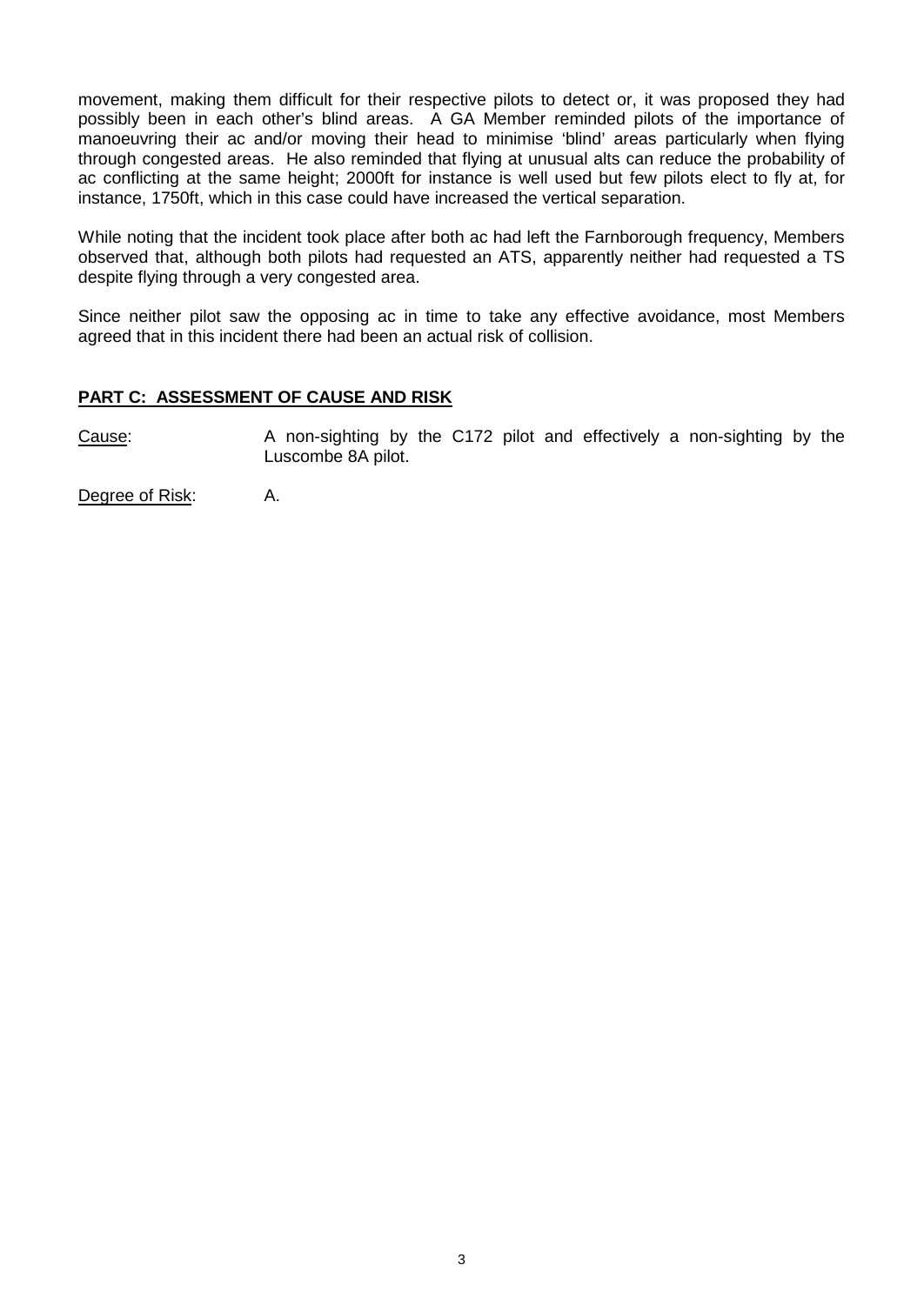movement, making them difficult for their respective pilots to detect or, it was proposed they had possibly been in each other's blind areas. A GA Member reminded pilots of the importance of manoeuvring their ac and/or moving their head to minimise 'blind' areas particularly when flying through congested areas. He also reminded that flying at unusual alts can reduce the probability of ac conflicting at the same height; 2000ft for instance is well used but few pilots elect to fly at, for instance, 1750ft, which in this case could have increased the vertical separation.

While noting that the incident took place after both ac had left the Farnborough frequency, Members observed that, although both pilots had requested an ATS, apparently neither had requested a TS despite flying through a very congested area.

Since neither pilot saw the opposing ac in time to take any effective avoidance, most Members agreed that in this incident there had been an actual risk of collision.

## PART C: ASSESSMENT OF CAUSE AND RISK

Cause: A non-sighting by the C172 pilot and effectively a non-sighting by the Luscombe 8A pilot.

Degree of Risk: A.